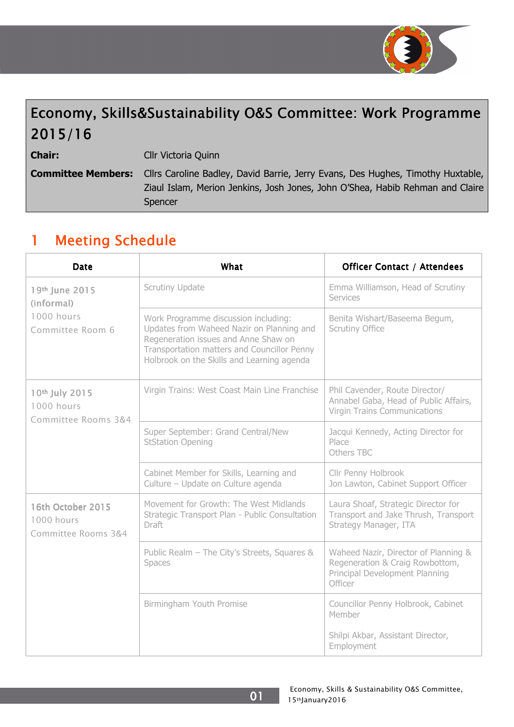# Economy, Skills&Sustainability O&S Committee: Work Programme 2015/16

**Chair:** Cllr Victoria Quinn

**Committee Members:** Cllrs Caroline Badley, David Barrie, Jerry Evans, Des Hughes, Timothy Huxtable, Ziaul Islam, Merion Jenkins, Josh Jones, John O'Shea, Habib Rehman and Claire Spencer

## 1 Meeting Schedule

| Date | What | Officer Contact / Attendees |
|---|---|---|
| 19th June 2015 (informal) 1000 hours Committee Room 6 | Scrutiny Update | Emma Williamson, Head of Scrutiny Services |
| | Work Programme discussion including: Updates from Waheed Nazir on Planning and Regeneration issues and Anne Shaw on Transportation matters and Councillor Penny Holbrook on the Skills and Learning agenda | Benita Wishart/Baseema Begum, Scrutiny Office |
| 10th July 2015 1000 hours Committee Rooms 3&4 | Virgin Trains: West Coast Main Line Franchise | Phil Cavender, Route Director/ Annabel Gaba, Head of Public Affairs, Virgin Trains Communications |
| | Super September: Grand Central/New StStation Opening | Jacqui Kennedy, Acting Director for Place<br>Others TBC |
| | Cabinet Member for Skills, Learning and Culture – Update on Culture agenda | Cllr Penny Holbrook<br>Jon Lawton, Cabinet Support Officer |
| 16th October 2015 1000 hours Committee Rooms 3&4 | Movement for Growth: The West Midlands Strategic Transport Plan - Public Consultation Draft | Laura Shoaf, Strategic Director for Transport and Jake Thrush, Transport Strategy Manager, ITA |
| | Public Realm – The City's Streets, Squares & Spaces | Waheed Nazir, Director of Planning & Regeneration & Craig Rowbottom, Principal Development Planning Officer |
| | Birmingham Youth Promise | Councillor Penny Holbrook, Cabinet Member<br><br>Shilpi Akbar, Assistant Director, Employment |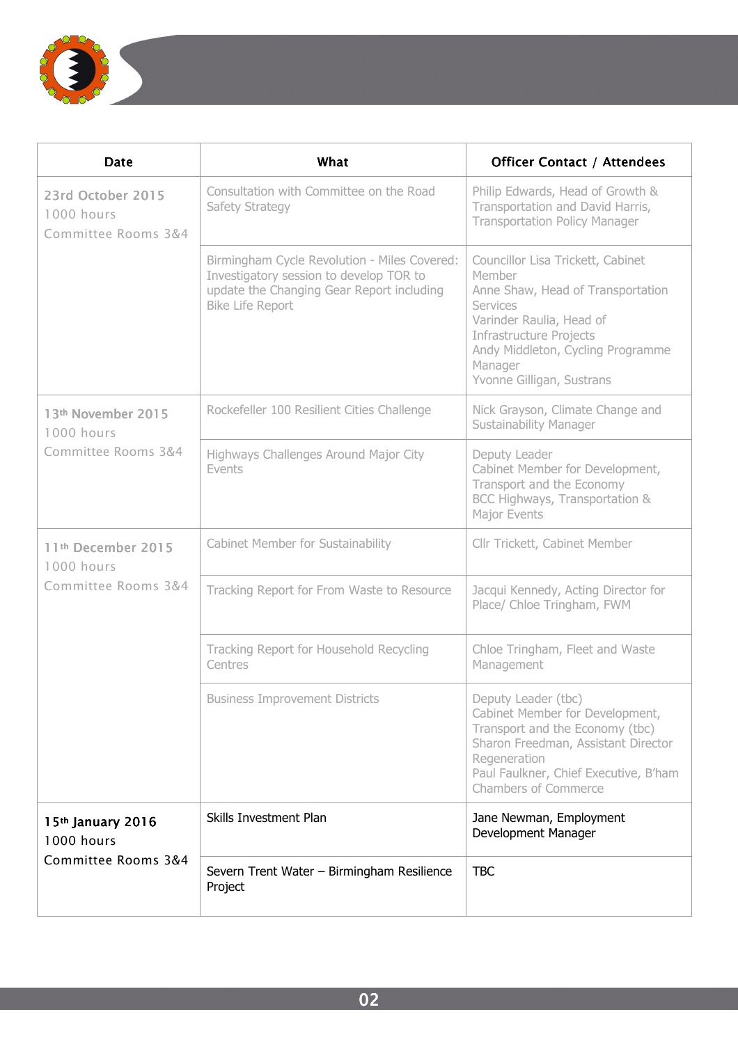| Date | What | Officer Contact / Attendees |
|---|---|---|
| 23rd October 2015<br>1000 hours<br>Committee Rooms 3&4 | Consultation with Committee on the Road Safety Strategy | Philip Edwards, Head of Growth & Transportation and David Harris, Transportation Policy Manager |
| | Birmingham Cycle Revolution - Miles Covered: Investigatory session to develop TOR to update the Changing Gear Report including Bike Life Report | Councillor Lisa Trickett, Cabinet Member<br>Anne Shaw, Head of Transportation Services<br>Varinder Raulia, Head of Infrastructure Projects<br>Andy Middleton, Cycling Programme Manager<br>Yvonne Gilligan, Sustrans |
| 13th November 2015<br>1000 hours<br>Committee Rooms 3&4 | Rockefeller 100 Resilient Cities Challenge | Nick Grayson, Climate Change and Sustainability Manager |
| | Highways Challenges Around Major City Events | Deputy Leader<br>Cabinet Member for Development, Transport and the Economy<br>BCC Highways, Transportation & Major Events |
| 11th December 2015<br>1000 hours<br>Committee Rooms 3&4 | Cabinet Member for Sustainability | Cllr Trickett, Cabinet Member |
| | Tracking Report for From Waste to Resource | Jacqui Kennedy, Acting Director for Place/ Chloe Tringham, FWM |
| | Tracking Report for Household Recycling Centres | Chloe Tringham, Fleet and Waste Management |
| | Business Improvement Districts | Deputy Leader (tbc)<br>Cabinet Member for Development, Transport and the Economy (tbc)<br>Sharon Freedman, Assistant Director Regeneration<br>Paul Faulkner, Chief Executive, B'ham Chambers of Commerce |
| 15th January 2016<br>1000 hours<br>Committee Rooms 3&4 | Skills Investment Plan | Jane Newman, Employment Development Manager |
| | Severn Trent Water – Birmingham Resilience Project | TBC |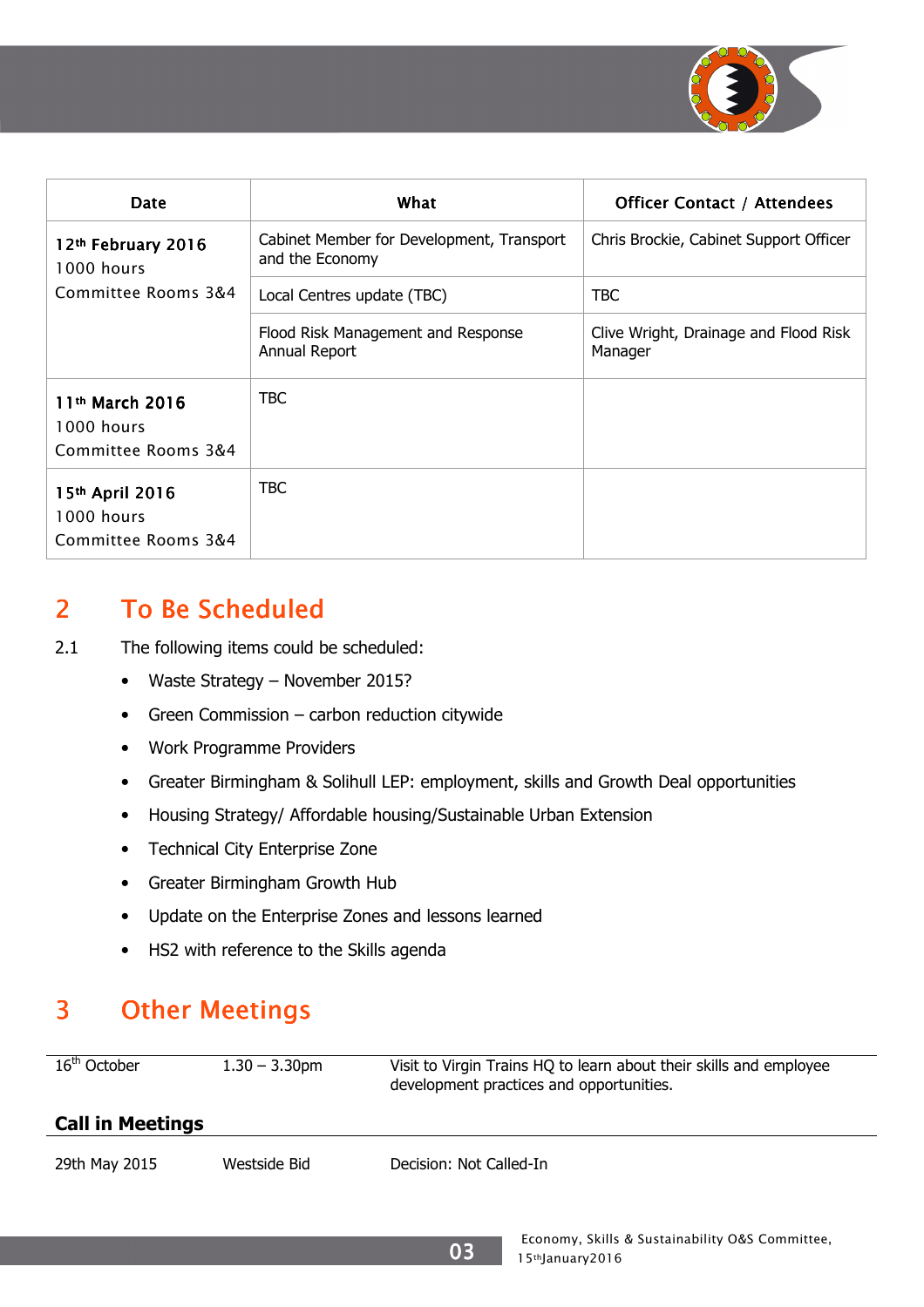| Date | What | Officer Contact / Attendees |
|---|---|---|
| **12th February 2016**<br>1000 hours<br>Committee Rooms 3&4 | Cabinet Member for Development, Transport and the Economy | Chris Brockie, Cabinet Support Officer |
| | Local Centres update (TBC) | TBC |
| | Flood Risk Management and Response Annual Report | Clive Wright, Drainage and Flood Risk Manager |
| **11th March 2016**<br>1000 hours<br>Committee Rooms 3&4 | TBC | |
| **15th April 2016**<br>1000 hours<br>Committee Rooms 3&4 | TBC | |

## 2 To Be Scheduled

2.1 The following items could be scheduled:

- Waste Strategy – November 2015?
- Green Commission – carbon reduction citywide
- Work Programme Providers
- Greater Birmingham & Solihull LEP: employment, skills and Growth Deal opportunities
- Housing Strategy/ Affordable housing/Sustainable Urban Extension
- Technical City Enterprise Zone
- Greater Birmingham Growth Hub
- Update on the Enterprise Zones and lessons learned
- HS2 with reference to the Skills agenda

## 3 Other Meetings

| | | |
|---|---|---|
| 16th October | 1.30 – 3.30pm | Visit to Virgin Trains HQ to learn about their skills and employee development practices and opportunities. |

**Call in Meetings**

| | | |
|---|---|---|
| 29th May 2015 | Westside Bid | Decision: Not Called-In |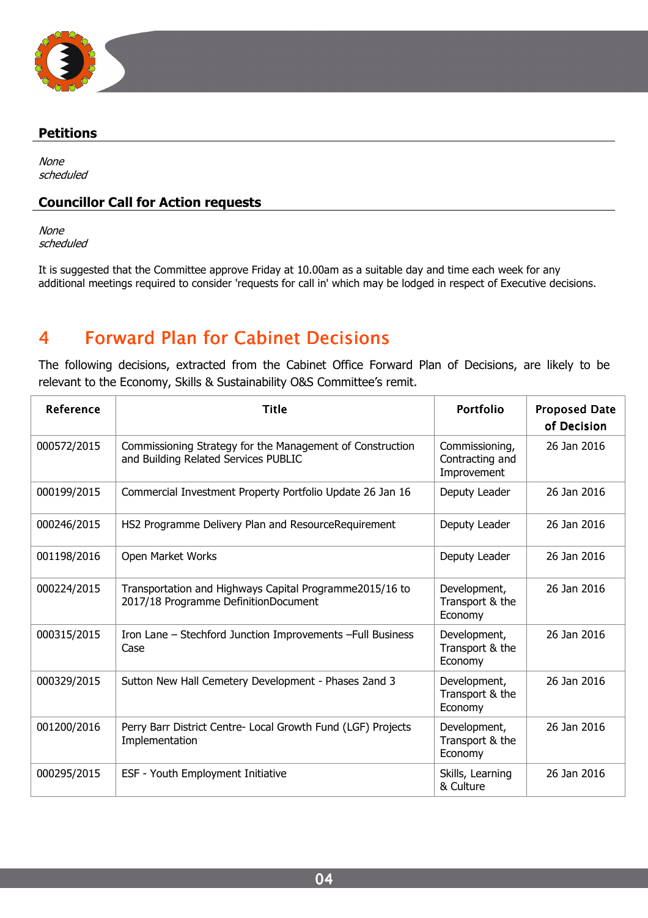## Petitions

*None scheduled*

## Councillor Call for Action requests

*None scheduled*

It is suggested that the Committee approve Friday at 10.00am as a suitable day and time each week for any additional meetings required to consider 'requests for call in' which may be lodged in respect of Executive decisions.

# 4 Forward Plan for Cabinet Decisions

The following decisions, extracted from the Cabinet Office Forward Plan of Decisions, are likely to be relevant to the Economy, Skills & Sustainability O&S Committee's remit.

| Reference | Title | Portfolio | Proposed Date of Decision |
|---|---|---|---|
| 000572/2015 | Commissioning Strategy for the Management of Construction and Building Related Services PUBLIC | Commissioning, Contracting and Improvement | 26 Jan 2016 |
| 000199/2015 | Commercial Investment Property Portfolio Update 26 Jan 16 | Deputy Leader | 26 Jan 2016 |
| 000246/2015 | HS2 Programme Delivery Plan and ResourceRequirement | Deputy Leader | 26 Jan 2016 |
| 001198/2016 | Open Market Works | Deputy Leader | 26 Jan 2016 |
| 000224/2015 | Transportation and Highways Capital Programme2015/16 to 2017/18 Programme DefinitionDocument | Development, Transport & the Economy | 26 Jan 2016 |
| 000315/2015 | Iron Lane – Stechford Junction Improvements –Full Business Case | Development, Transport & the Economy | 26 Jan 2016 |
| 000329/2015 | Sutton New Hall Cemetery Development - Phases 2and 3 | Development, Transport & the Economy | 26 Jan 2016 |
| 001200/2016 | Perry Barr District Centre- Local Growth Fund (LGF) Projects Implementation | Development, Transport & the Economy | 26 Jan 2016 |
| 000295/2015 | ESF - Youth Employment Initiative | Skills, Learning & Culture | 26 Jan 2016 |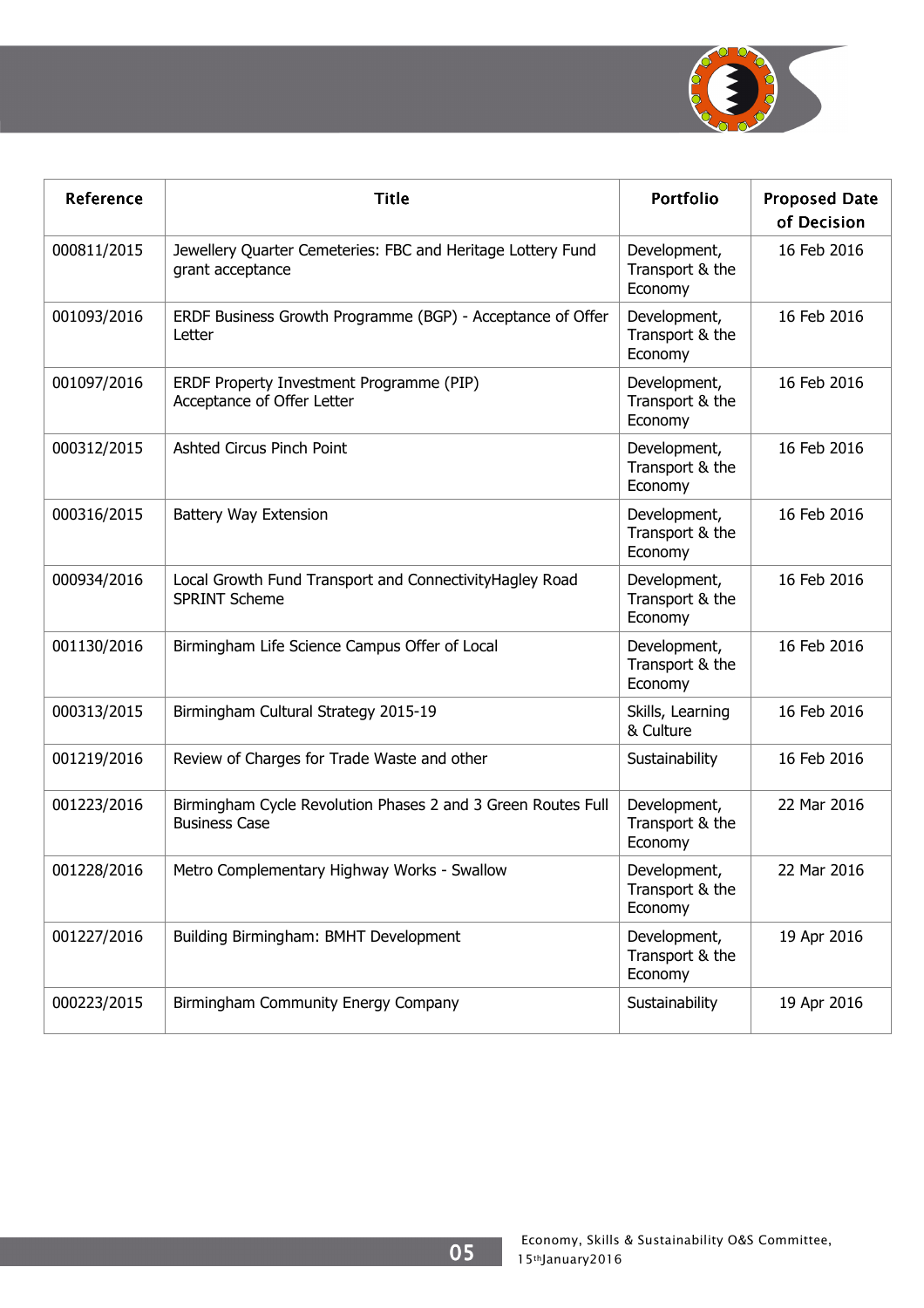| Reference | Title | Portfolio | Proposed Date of Decision |
|---|---|---|---|
| 000811/2015 | Jewellery Quarter Cemeteries: FBC and Heritage Lottery Fund grant acceptance | Development, Transport & the Economy | 16 Feb 2016 |
| 001093/2016 | ERDF Business Growth Programme (BGP) - Acceptance of Offer Letter | Development, Transport & the Economy | 16 Feb 2016 |
| 001097/2016 | ERDF Property Investment Programme (PIP) Acceptance of Offer Letter | Development, Transport & the Economy | 16 Feb 2016 |
| 000312/2015 | Ashted Circus Pinch Point | Development, Transport & the Economy | 16 Feb 2016 |
| 000316/2015 | Battery Way Extension | Development, Transport & the Economy | 16 Feb 2016 |
| 000934/2016 | Local Growth Fund Transport and ConnectivityHagley Road SPRINT Scheme | Development, Transport & the Economy | 16 Feb 2016 |
| 001130/2016 | Birmingham Life Science Campus Offer of Local | Development, Transport & the Economy | 16 Feb 2016 |
| 000313/2015 | Birmingham Cultural Strategy 2015-19 | Skills, Learning & Culture | 16 Feb 2016 |
| 001219/2016 | Review of Charges for Trade Waste and other | Sustainability | 16 Feb 2016 |
| 001223/2016 | Birmingham Cycle Revolution Phases 2 and 3 Green Routes Full Business Case | Development, Transport & the Economy | 22 Mar 2016 |
| 001228/2016 | Metro Complementary Highway Works - Swallow | Development, Transport & the Economy | 22 Mar 2016 |
| 001227/2016 | Building Birmingham: BMHT Development | Development, Transport & the Economy | 19 Apr 2016 |
| 000223/2015 | Birmingham Community Energy Company | Sustainability | 19 Apr 2016 |